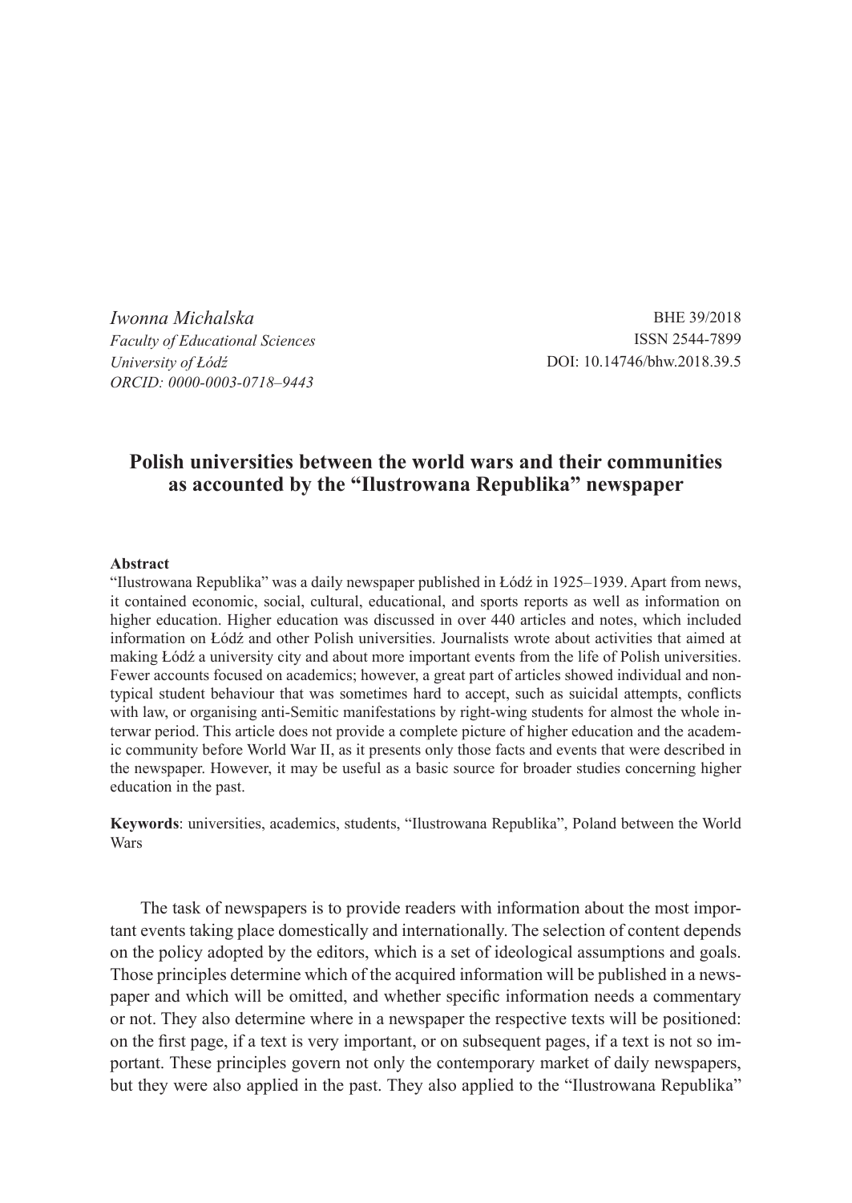*Iwonna Michalska*
*Faculty of Educational Sciences*
*University of Łódź*
*ORCID: 0000-0003-0718–9443*

BHE 39/2018
ISSN 2544-7899
DOI: 10.14746/bhw.2018.39.5

# Polish universities between the world wars and their communities as accounted by the "Ilustrowana Republika" newspaper

**Abstract**

"Ilustrowana Republika" was a daily newspaper published in Łódź in 1925–1939. Apart from news, it contained economic, social, cultural, educational, and sports reports as well as information on higher education. Higher education was discussed in over 440 articles and notes, which included information on Łódź and other Polish universities. Journalists wrote about activities that aimed at making Łódź a university city and about more important events from the life of Polish universities. Fewer accounts focused on academics; however, a great part of articles showed individual and non-typical student behaviour that was sometimes hard to accept, such as suicidal attempts, conflicts with law, or organising anti-Semitic manifestations by right-wing students for almost the whole interwar period. This article does not provide a complete picture of higher education and the academic community before World War II, as it presents only those facts and events that were described in the newspaper. However, it may be useful as a basic source for broader studies concerning higher education in the past.

**Keywords**: universities, academics, students, "Ilustrowana Republika", Poland between the World Wars

The task of newspapers is to provide readers with information about the most important events taking place domestically and internationally. The selection of content depends on the policy adopted by the editors, which is a set of ideological assumptions and goals. Those principles determine which of the acquired information will be published in a newspaper and which will be omitted, and whether specific information needs a commentary or not. They also determine where in a newspaper the respective texts will be positioned: on the first page, if a text is very important, or on subsequent pages, if a text is not so important. These principles govern not only the contemporary market of daily newspapers, but they were also applied in the past. They also applied to the "Ilustrowana Republika"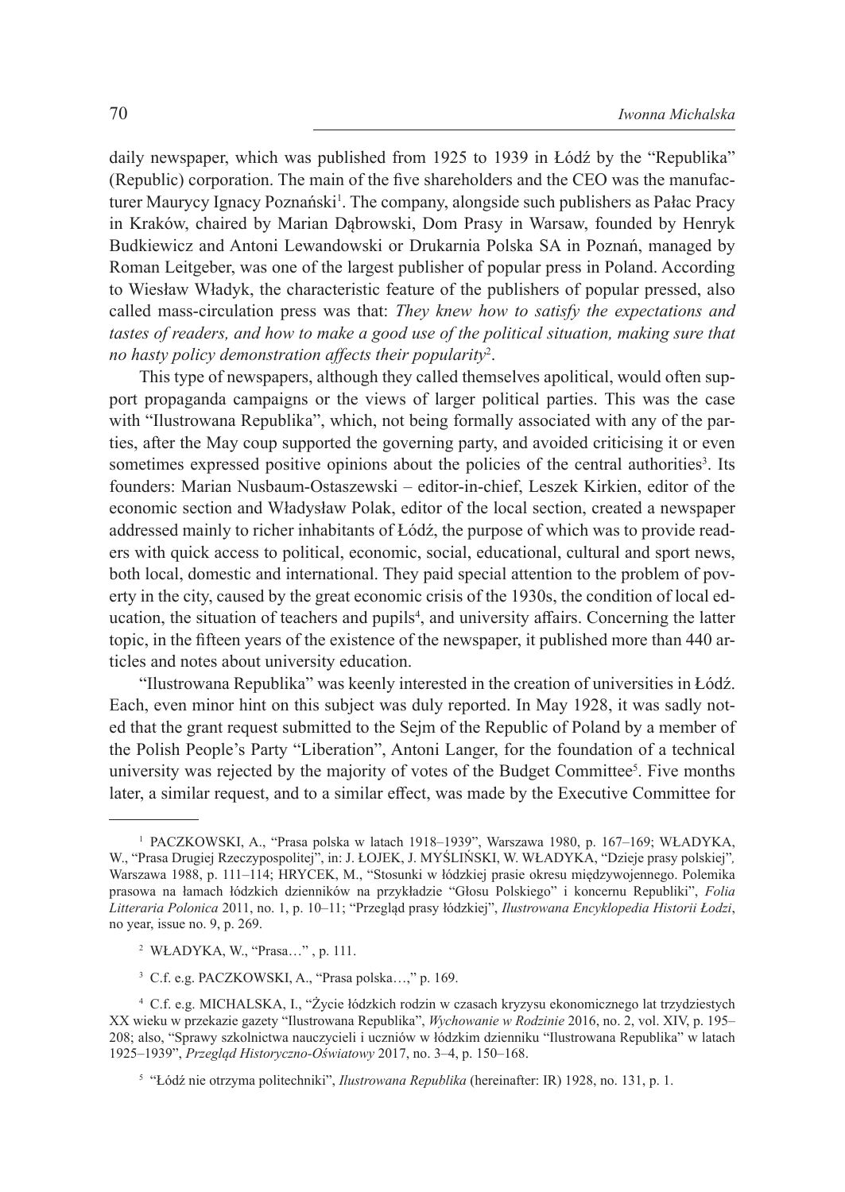daily newspaper, which was published from 1925 to 1939 in Łódź by the "Republika" (Republic) corporation. The main of the five shareholders and the CEO was the manufacturer Maurycy Ignacy Poznański[1]. The company, alongside such publishers as Pałac Pracy in Kraków, chaired by Marian Dąbrowski, Dom Prasy in Warsaw, founded by Henryk Budkiewicz and Antoni Lewandowski or Drukarnia Polska SA in Poznań, managed by Roman Leitgeber, was one of the largest publisher of popular press in Poland. According to Wiesław Władyk, the characteristic feature of the publishers of popular pressed, also called mass-circulation press was that: *They knew how to satisfy the expectations and tastes of readers, and how to make a good use of the political situation, making sure that no hasty policy demonstration affects their popularity*[2].

This type of newspapers, although they called themselves apolitical, would often support propaganda campaigns or the views of larger political parties. This was the case with "Ilustrowana Republika", which, not being formally associated with any of the parties, after the May coup supported the governing party, and avoided criticising it or even sometimes expressed positive opinions about the policies of the central authorities[3]. Its founders: Marian Nusbaum-Ostaszewski – editor-in-chief, Leszek Kirkien, editor of the economic section and Władysław Polak, editor of the local section, created a newspaper addressed mainly to richer inhabitants of Łódź, the purpose of which was to provide readers with quick access to political, economic, social, educational, cultural and sport news, both local, domestic and international. They paid special attention to the problem of poverty in the city, caused by the great economic crisis of the 1930s, the condition of local education, the situation of teachers and pupils[4], and university affairs. Concerning the latter topic, in the fifteen years of the existence of the newspaper, it published more than 440 articles and notes about university education.

"Ilustrowana Republika" was keenly interested in the creation of universities in Łódź. Each, even minor hint on this subject was duly reported. In May 1928, it was sadly noted that the grant request submitted to the Sejm of the Republic of Poland by a member of the Polish People's Party "Liberation", Antoni Langer, for the foundation of a technical university was rejected by the majority of votes of the Budget Committee[5]. Five months later, a similar request, and to a similar effect, was made by the Executive Committee for

---

[1] PACZKOWSKI, A., "Prasa polska w latach 1918–1939", Warszawa 1980, p. 167–169; WŁADYKA, W., "Prasa Drugiej Rzeczypospolitej", in: J. ŁOJEK, J. MYŚLIŃSKI, W. WŁADYKA, "Dzieje prasy polskiej", Warszawa 1988, p. 111–114; HRYCEK, M., "Stosunki w łódzkiej prasie okresu międzywojennego. Polemika prasowa na łamach łódzkich dzienników na przykładzie "Głosu Polskiego" i koncernu Republiki", *Folia Litteraria Polonica* 2011, no. 1, p. 10–11; "Przegląd prasy łódzkiej", *Ilustrowana Encyklopedia Historii Łodzi*, no year, issue no. 9, p. 269.

[2] WŁADYKA, W., "Prasa…" , p. 111.

[3] C.f. e.g. PACZKOWSKI, A., "Prasa polska…," p. 169.

[4] C.f. e.g. MICHALSKA, I., "Życie łódzkich rodzin w czasach kryzysu ekonomicznego lat trzydziestych XX wieku w przekazie gazety "Ilustrowana Republika", *Wychowanie w Rodzinie* 2016, no. 2, vol. XIV, p. 195–208; also, "Sprawy szkolnictwa nauczycieli i uczniów w łódzkim dzienniku "Ilustrowana Republika" w latach 1925–1939", *Przegląd Historyczno-Oświatowy* 2017, no. 3–4, p. 150–168.

[5] "Łódź nie otrzyma politechniki", *Ilustrowana Republika* (hereinafter: IR) 1928, no. 131, p. 1.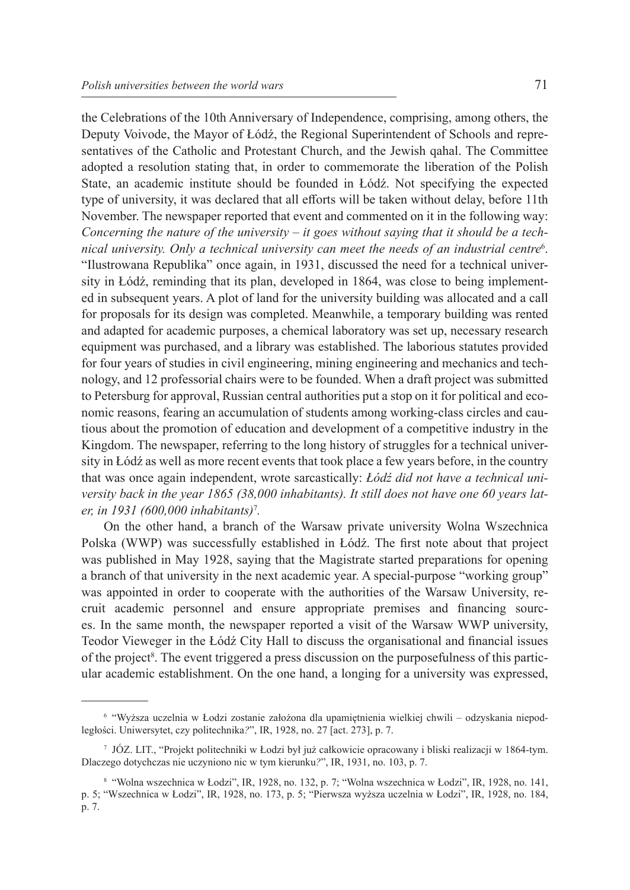the Celebrations of the 10th Anniversary of Independence, comprising, among others, the Deputy Voivode, the Mayor of Łódź, the Regional Superintendent of Schools and representatives of the Catholic and Protestant Church, and the Jewish qahal. The Committee adopted a resolution stating that, in order to commemorate the liberation of the Polish State, an academic institute should be founded in Łódź. Not specifying the expected type of university, it was declared that all efforts will be taken without delay, before 11th November. The newspaper reported that event and commented on it in the following way: *Concerning the nature of the university – it goes without saying that it should be a technical university. Only a technical university can meet the needs of an industrial centre*[6]. "Ilustrowana Republika" once again, in 1931, discussed the need for a technical university in Łódź, reminding that its plan, developed in 1864, was close to being implemented in subsequent years. A plot of land for the university building was allocated and a call for proposals for its design was completed. Meanwhile, a temporary building was rented and adapted for academic purposes, a chemical laboratory was set up, necessary research equipment was purchased, and a library was established. The laborious statutes provided for four years of studies in civil engineering, mining engineering and mechanics and technology, and 12 professorial chairs were to be founded. When a draft project was submitted to Petersburg for approval, Russian central authorities put a stop on it for political and economic reasons, fearing an accumulation of students among working-class circles and cautious about the promotion of education and development of a competitive industry in the Kingdom. The newspaper, referring to the long history of struggles for a technical university in Łódź as well as more recent events that took place a few years before, in the country that was once again independent, wrote sarcastically: *Łódź did not have a technical university back in the year 1865 (38,000 inhabitants). It still does not have one 60 years later, in 1931 (600,000 inhabitants)*[7].

On the other hand, a branch of the Warsaw private university Wolna Wszechnica Polska (WWP) was successfully established in Łódź. The first note about that project was published in May 1928, saying that the Magistrate started preparations for opening a branch of that university in the next academic year. A special-purpose "working group" was appointed in order to cooperate with the authorities of the Warsaw University, recruit academic personnel and ensure appropriate premises and financing sources. In the same month, the newspaper reported a visit of the Warsaw WWP university, Teodor Vieweger in the Łódź City Hall to discuss the organisational and financial issues of the project[8]. The event triggered a press discussion on the purposefulness of this particular academic establishment. On the one hand, a longing for a university was expressed,

---

[6] "Wyższa uczelnia w Łodzi zostanie założona dla upamiętnienia wielkiej chwili – odzyskania niepodległości. Uniwersytet, czy politechnika*?*", IR, 1928, no. 27 [act. 273], p. 7.

[7] JÓZ. LIT., "Projekt politechniki w Łodzi był już całkowicie opracowany i bliski realizacji w 1864-tym. Dlaczego dotychczas nie uczyniono nic w tym kierunku*?*", IR, 1931, no. 103, p. 7.

[8] "Wolna wszechnica w Łodzi", IR, 1928, no. 132, p. 7; "Wolna wszechnica w Łodzi", IR, 1928, no. 141, p. 5; "Wszechnica w Łodzi", IR, 1928, no. 173, p. 5; "Pierwsza wyższa uczelnia w Łodzi", IR, 1928, no. 184, p. 7.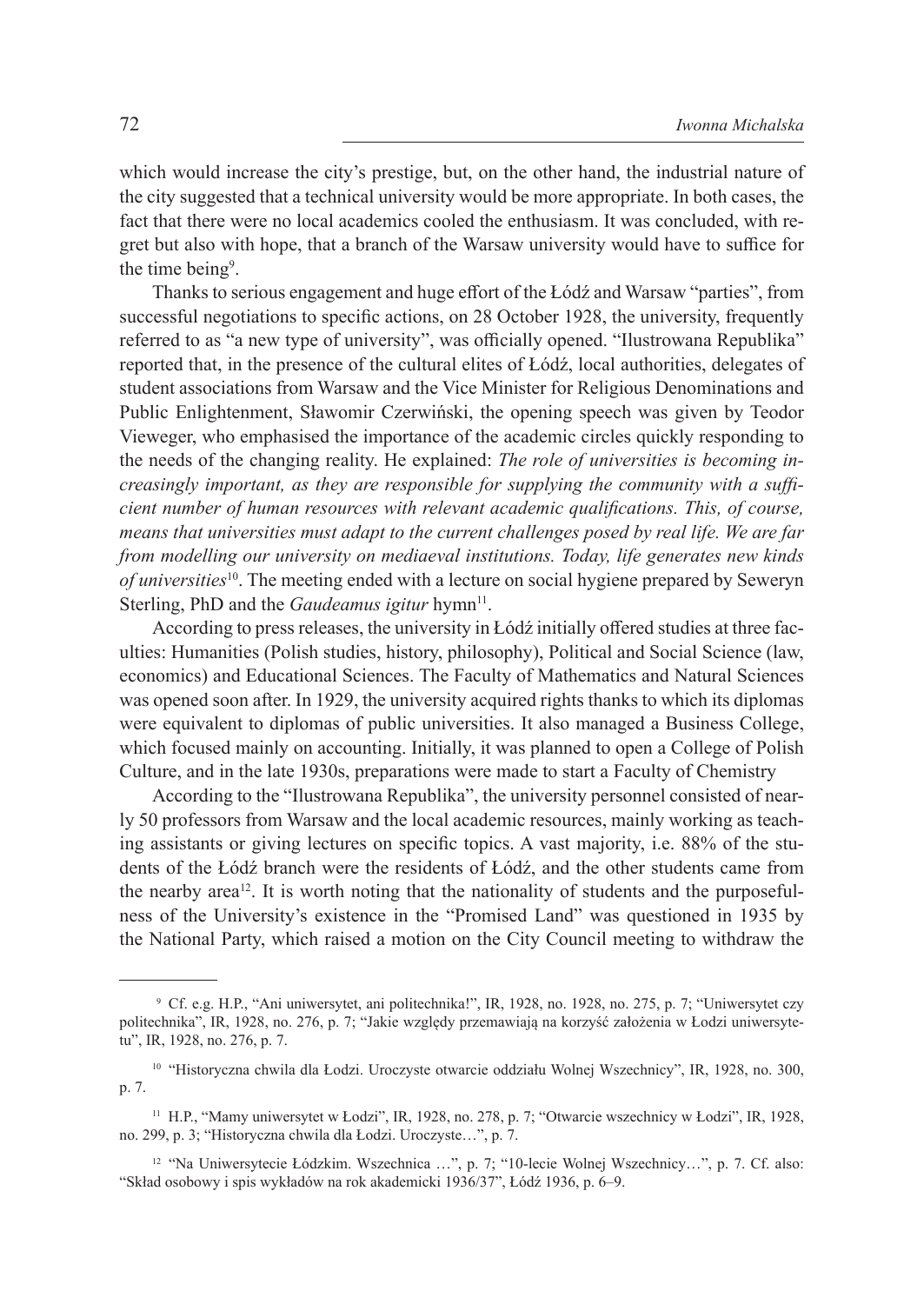which would increase the city's prestige, but, on the other hand, the industrial nature of the city suggested that a technical university would be more appropriate. In both cases, the fact that there were no local academics cooled the enthusiasm. It was concluded, with regret but also with hope, that a branch of the Warsaw university would have to suffice for the time being[9].

Thanks to serious engagement and huge effort of the Łódź and Warsaw "parties", from successful negotiations to specific actions, on 28 October 1928, the university, frequently referred to as "a new type of university", was officially opened. "Ilustrowana Republika" reported that, in the presence of the cultural elites of Łódź, local authorities, delegates of student associations from Warsaw and the Vice Minister for Religious Denominations and Public Enlightenment, Sławomir Czerwiński, the opening speech was given by Teodor Vieweger, who emphasised the importance of the academic circles quickly responding to the needs of the changing reality. He explained: *The role of universities is becoming increasingly important, as they are responsible for supplying the community with a sufficient number of human resources with relevant academic qualifications. This, of course, means that universities must adapt to the current challenges posed by real life. We are far from modelling our university on mediaeval institutions. Today, life generates new kinds of universities*[10]. The meeting ended with a lecture on social hygiene prepared by Seweryn Sterling, PhD and the *Gaudeamus igitur* hymn[11].

According to press releases, the university in Łódź initially offered studies at three faculties: Humanities (Polish studies, history, philosophy), Political and Social Science (law, economics) and Educational Sciences. The Faculty of Mathematics and Natural Sciences was opened soon after. In 1929, the university acquired rights thanks to which its diplomas were equivalent to diplomas of public universities. It also managed a Business College, which focused mainly on accounting. Initially, it was planned to open a College of Polish Culture, and in the late 1930s, preparations were made to start a Faculty of Chemistry

According to the "Ilustrowana Republika", the university personnel consisted of nearly 50 professors from Warsaw and the local academic resources, mainly working as teaching assistants or giving lectures on specific topics. A vast majority, i.e. 88% of the students of the Łódź branch were the residents of Łódź, and the other students came from the nearby area[12]. It is worth noting that the nationality of students and the purposefulness of the University's existence in the "Promised Land" was questioned in 1935 by the National Party, which raised a motion on the City Council meeting to withdraw the

---

[9] Cf. e.g. H.P., "Ani uniwersytet, ani politechnika!", IR, 1928, no. 1928, no. 275, p. 7; "Uniwersytet czy politechnika", IR, 1928, no. 276, p. 7; "Jakie względy przemawiają na korzyść założenia w Łodzi uniwersytetu", IR, 1928, no. 276, p. 7.

[10] "Historyczna chwila dla Łodzi. Uroczyste otwarcie oddziału Wolnej Wszechnicy", IR, 1928, no. 300, p. 7.

[11] H.P., "Mamy uniwersytet w Łodzi", IR, 1928, no. 278, p. 7; "Otwarcie wszechnicy w Łodzi", IR, 1928, no. 299, p. 3; "Historyczna chwila dla Łodzi. Uroczyste…", p. 7.

[12] "Na Uniwersytecie Łódzkim. Wszechnica …", p. 7; "10-lecie Wolnej Wszechnicy…", p. 7. Cf. also: "Skład osobowy i spis wykładów na rok akademicki 1936/37", Łódź 1936, p. 6–9.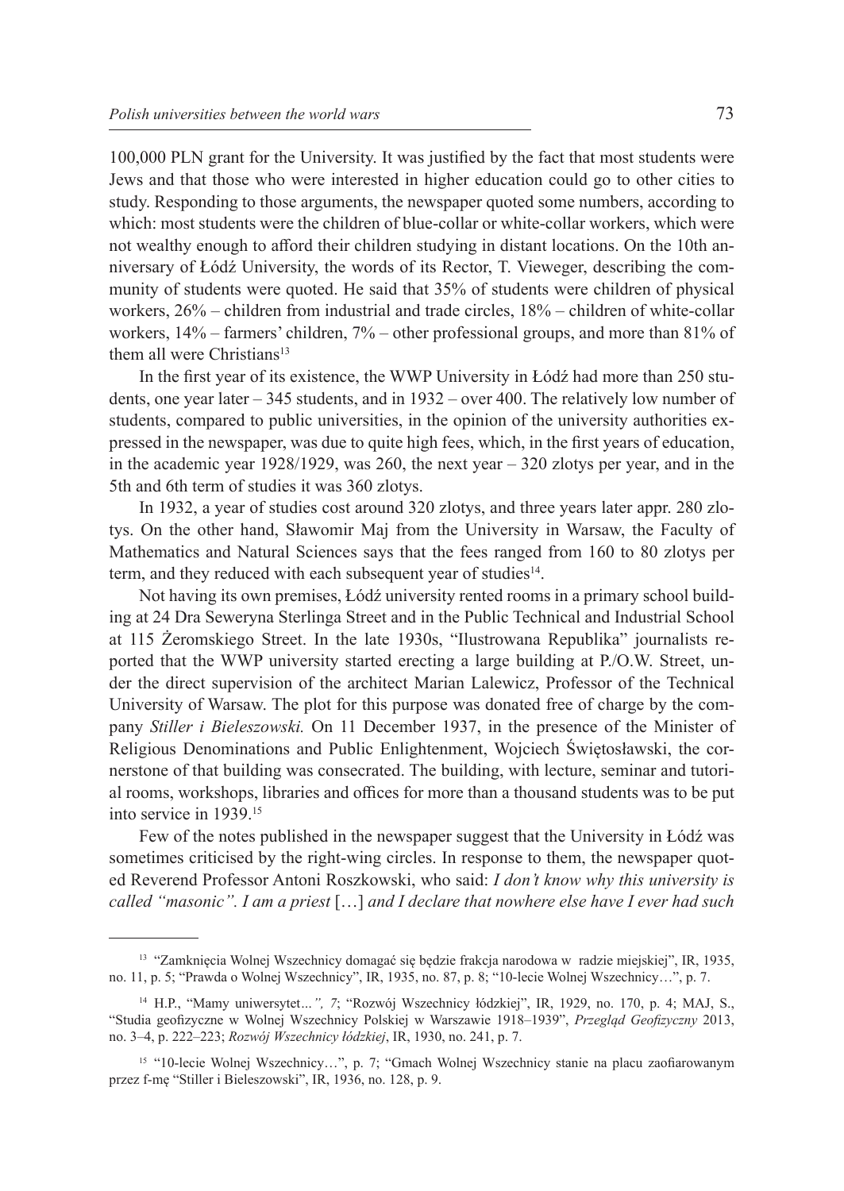100,000 PLN grant for the University. It was justified by the fact that most students were Jews and that those who were interested in higher education could go to other cities to study. Responding to those arguments, the newspaper quoted some numbers, according to which: most students were the children of blue-collar or white-collar workers, which were not wealthy enough to afford their children studying in distant locations. On the 10th anniversary of Łódź University, the words of its Rector, T. Vieweger, describing the community of students were quoted. He said that 35% of students were children of physical workers, 26% – children from industrial and trade circles, 18% – children of white-collar workers, 14% – farmers' children, 7% – other professional groups, and more than 81% of them all were Christians[13]

In the first year of its existence, the WWP University in Łódź had more than 250 students, one year later – 345 students, and in 1932 – over 400. The relatively low number of students, compared to public universities, in the opinion of the university authorities expressed in the newspaper, was due to quite high fees, which, in the first years of education, in the academic year 1928/1929, was 260, the next year – 320 zlotys per year, and in the 5th and 6th term of studies it was 360 zlotys.

In 1932, a year of studies cost around 320 zlotys, and three years later appr. 280 zlotys. On the other hand, Sławomir Maj from the University in Warsaw, the Faculty of Mathematics and Natural Sciences says that the fees ranged from 160 to 80 zlotys per term, and they reduced with each subsequent year of studies[14].

Not having its own premises, Łódź university rented rooms in a primary school building at 24 Dra Seweryna Sterlinga Street and in the Public Technical and Industrial School at 115 Żeromskiego Street. In the late 1930s, "Ilustrowana Republika" journalists reported that the WWP university started erecting a large building at P./O.W. Street, under the direct supervision of the architect Marian Lalewicz, Professor of the Technical University of Warsaw. The plot for this purpose was donated free of charge by the company *Stiller i Bieleszowski.* On 11 December 1937, in the presence of the Minister of Religious Denominations and Public Enlightenment, Wojciech Świętosławski, the cornerstone of that building was consecrated. The building, with lecture, seminar and tutorial rooms, workshops, libraries and offices for more than a thousand students was to be put into service in 1939.[15]

Few of the notes published in the newspaper suggest that the University in Łódź was sometimes criticised by the right-wing circles. In response to them, the newspaper quoted Reverend Professor Antoni Roszkowski, who said: *I don't know why this university is called "masonic". I am a priest* […] *and I declare that nowhere else have I ever had such*

---

[13] "Zamknięcia Wolnej Wszechnicy domagać się będzie frakcja narodowa w radzie miejskiej", IR, 1935, no. 11, p. 5; "Prawda o Wolnej Wszechnicy", IR, 1935, no. 87, p. 8; "10-lecie Wolnej Wszechnicy…", p. 7.

[14] H.P., "Mamy uniwersytet*…", 7*; "Rozwój Wszechnicy łódzkiej", IR, 1929, no. 170, p. 4; MAJ, S., "Studia geofizyczne w Wolnej Wszechnicy Polskiej w Warszawie 1918–1939", *Przegląd Geofizyczny* 2013, no. 3–4, p. 222–223; *Rozwój Wszechnicy łódzkiej*, IR, 1930, no. 241, p. 7.

[15] "10-lecie Wolnej Wszechnicy…", p. 7; "Gmach Wolnej Wszechnicy stanie na placu zaofiarowanym przez f-mę "Stiller i Bieleszowski", IR, 1936, no. 128, p. 9.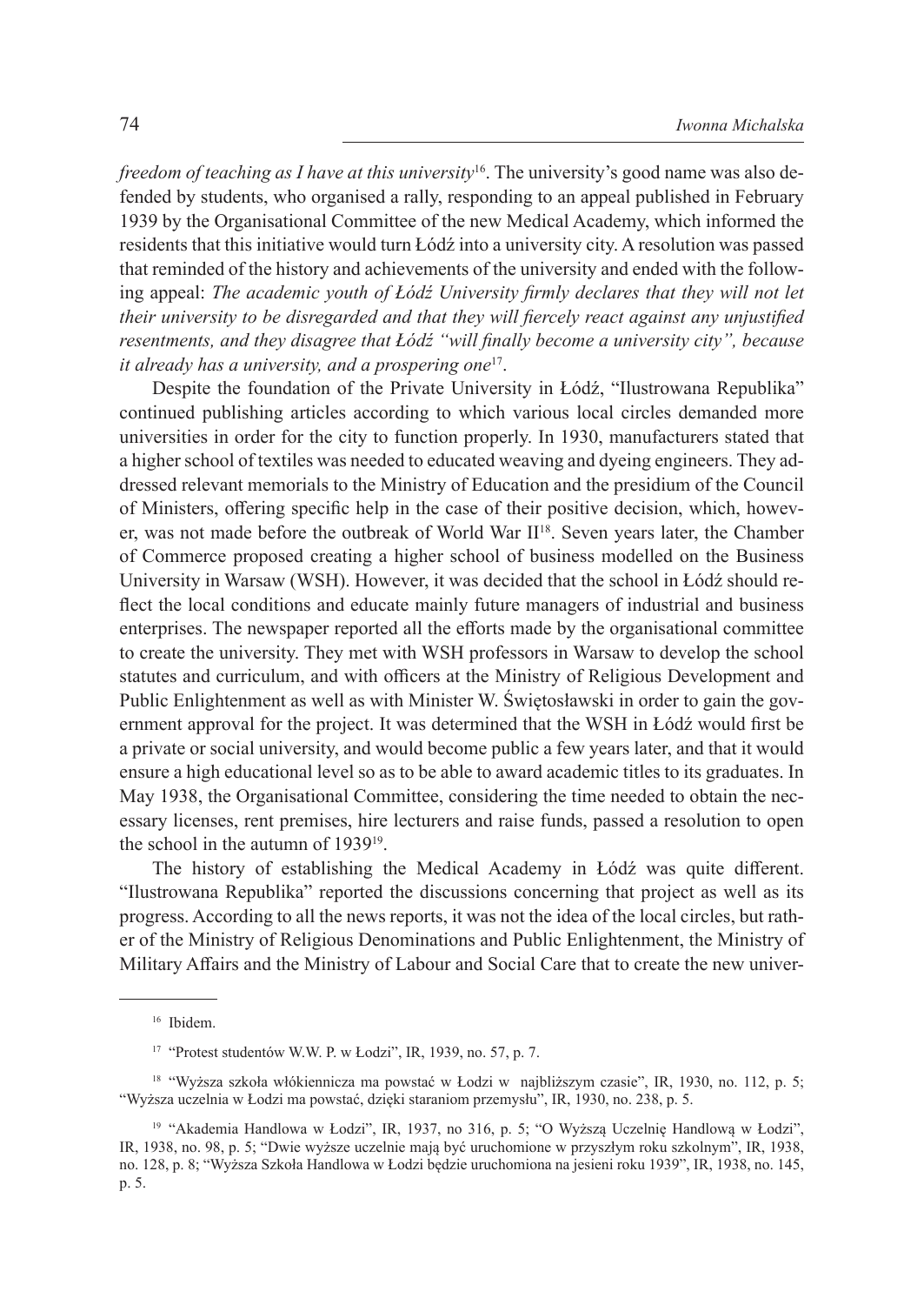*freedom of teaching as I have at this university*[16]. The university's good name was also defended by students, who organised a rally, responding to an appeal published in February 1939 by the Organisational Committee of the new Medical Academy, which informed the residents that this initiative would turn Łódź into a university city. A resolution was passed that reminded of the history and achievements of the university and ended with the following appeal: *The academic youth of Łódź University firmly declares that they will not let their university to be disregarded and that they will fiercely react against any unjustified resentments, and they disagree that Łódź "will finally become a university city", because it already has a university, and a prospering one*[17].

Despite the foundation of the Private University in Łódź, "Ilustrowana Republika" continued publishing articles according to which various local circles demanded more universities in order for the city to function properly. In 1930, manufacturers stated that a higher school of textiles was needed to educated weaving and dyeing engineers. They addressed relevant memorials to the Ministry of Education and the presidium of the Council of Ministers, offering specific help in the case of their positive decision, which, however, was not made before the outbreak of World War II[18]. Seven years later, the Chamber of Commerce proposed creating a higher school of business modelled on the Business University in Warsaw (WSH). However, it was decided that the school in Łódź should reflect the local conditions and educate mainly future managers of industrial and business enterprises. The newspaper reported all the efforts made by the organisational committee to create the university. They met with WSH professors in Warsaw to develop the school statutes and curriculum, and with officers at the Ministry of Religious Development and Public Enlightenment as well as with Minister W. Świętosławski in order to gain the government approval for the project. It was determined that the WSH in Łódź would first be a private or social university, and would become public a few years later, and that it would ensure a high educational level so as to be able to award academic titles to its graduates. In May 1938, the Organisational Committee, considering the time needed to obtain the necessary licenses, rent premises, hire lecturers and raise funds, passed a resolution to open the school in the autumn of 1939[19].

The history of establishing the Medical Academy in Łódź was quite different. "Ilustrowana Republika" reported the discussions concerning that project as well as its progress. According to all the news reports, it was not the idea of the local circles, but rather of the Ministry of Religious Denominations and Public Enlightenment, the Ministry of Military Affairs and the Ministry of Labour and Social Care that to create the new univer-

---

[16] Ibidem.

[17] "Protest studentów W.W. P. w Łodzi", IR, 1939, no. 57, p. 7.

[18] "Wyższa szkoła włókiennicza ma powstać w Łodzi w najbliższym czasie", IR, 1930, no. 112, p. 5; "Wyższa uczelnia w Łodzi ma powstać, dzięki staraniom przemysłu", IR, 1930, no. 238, p. 5.

[19] "Akademia Handlowa w Łodzi", IR, 1937, no 316, p. 5; "O Wyższą Uczelnię Handlową w Łodzi", IR, 1938, no. 98, p. 5; "Dwie wyższe uczelnie mają być uruchomione w przyszłym roku szkolnym", IR, 1938, no. 128, p. 8; "Wyższa Szkoła Handlowa w Łodzi będzie uruchomiona na jesieni roku 1939", IR, 1938, no. 145, p. 5.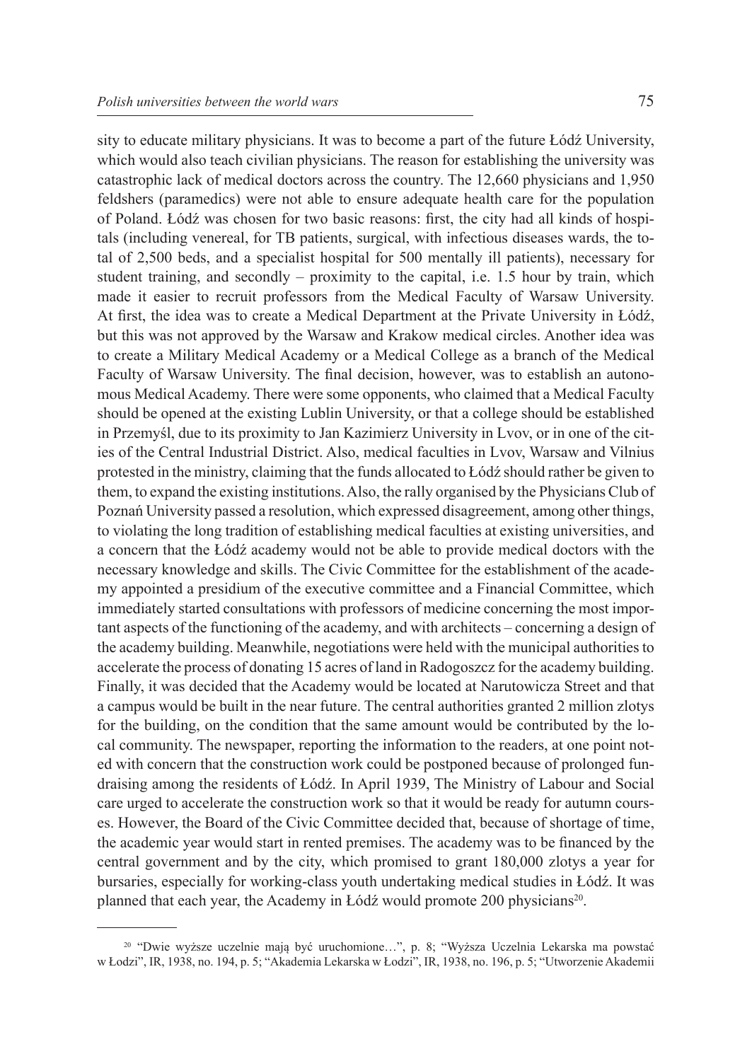sity to educate military physicians. It was to become a part of the future Łódź University, which would also teach civilian physicians. The reason for establishing the university was catastrophic lack of medical doctors across the country. The 12,660 physicians and 1,950 feldshers (paramedics) were not able to ensure adequate health care for the population of Poland. Łódź was chosen for two basic reasons: first, the city had all kinds of hospitals (including venereal, for TB patients, surgical, with infectious diseases wards, the total of 2,500 beds, and a specialist hospital for 500 mentally ill patients), necessary for student training, and secondly – proximity to the capital, i.e. 1.5 hour by train, which made it easier to recruit professors from the Medical Faculty of Warsaw University. At first, the idea was to create a Medical Department at the Private University in Łódź, but this was not approved by the Warsaw and Krakow medical circles. Another idea was to create a Military Medical Academy or a Medical College as a branch of the Medical Faculty of Warsaw University. The final decision, however, was to establish an autonomous Medical Academy. There were some opponents, who claimed that a Medical Faculty should be opened at the existing Lublin University, or that a college should be established in Przemyśl, due to its proximity to Jan Kazimierz University in Lvov, or in one of the cities of the Central Industrial District. Also, medical faculties in Lvov, Warsaw and Vilnius protested in the ministry, claiming that the funds allocated to Łódź should rather be given to them, to expand the existing institutions. Also, the rally organised by the Physicians Club of Poznań University passed a resolution, which expressed disagreement, among other things, to violating the long tradition of establishing medical faculties at existing universities, and a concern that the Łódź academy would not be able to provide medical doctors with the necessary knowledge and skills. The Civic Committee for the establishment of the academy appointed a presidium of the executive committee and a Financial Committee, which immediately started consultations with professors of medicine concerning the most important aspects of the functioning of the academy, and with architects – concerning a design of the academy building. Meanwhile, negotiations were held with the municipal authorities to accelerate the process of donating 15 acres of land in Radogoszcz for the academy building. Finally, it was decided that the Academy would be located at Narutowicza Street and that a campus would be built in the near future. The central authorities granted 2 million zlotys for the building, on the condition that the same amount would be contributed by the local community. The newspaper, reporting the information to the readers, at one point noted with concern that the construction work could be postponed because of prolonged fundraising among the residents of Łódź. In April 1939, The Ministry of Labour and Social care urged to accelerate the construction work so that it would be ready for autumn courses. However, the Board of the Civic Committee decided that, because of shortage of time, the academic year would start in rented premises. The academy was to be financed by the central government and by the city, which promised to grant 180,000 zlotys a year for bursaries, especially for working-class youth undertaking medical studies in Łódź. It was planned that each year, the Academy in Łódź would promote 200 physicians[20].

[20] "Dwie wyższe uczelnie mają być uruchomione…", p. 8; "Wyższa Uczelnia Lekarska ma powstać w Łodzi", IR, 1938, no. 194, p. 5; "Akademia Lekarska w Łodzi", IR, 1938, no. 196, p. 5; "Utworzenie Akademii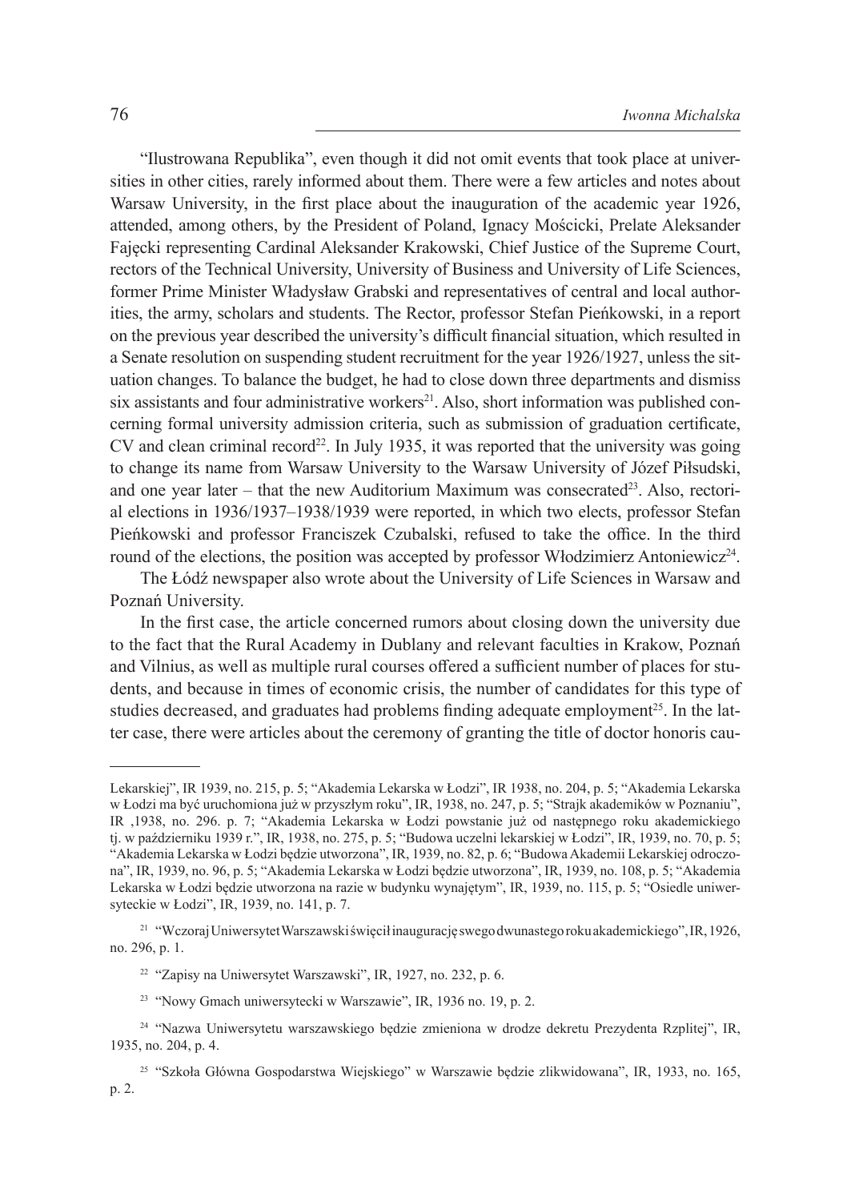"Ilustrowana Republika", even though it did not omit events that took place at universities in other cities, rarely informed about them. There were a few articles and notes about Warsaw University, in the first place about the inauguration of the academic year 1926, attended, among others, by the President of Poland, Ignacy Mościcki, Prelate Aleksander Fajęcki representing Cardinal Aleksander Krakowski, Chief Justice of the Supreme Court, rectors of the Technical University, University of Business and University of Life Sciences, former Prime Minister Władysław Grabski and representatives of central and local authorities, the army, scholars and students. The Rector, professor Stefan Pieńkowski, in a report on the previous year described the university's difficult financial situation, which resulted in a Senate resolution on suspending student recruitment for the year 1926/1927, unless the situation changes. To balance the budget, he had to close down three departments and dismiss six assistants and four administrative workers[21]. Also, short information was published concerning formal university admission criteria, such as submission of graduation certificate, CV and clean criminal record[22]. In July 1935, it was reported that the university was going to change its name from Warsaw University to the Warsaw University of Józef Piłsudski, and one year later – that the new Auditorium Maximum was consecrated[23]. Also, rectorial elections in 1936/1937–1938/1939 were reported, in which two elects, professor Stefan Pieńkowski and professor Franciszek Czubalski, refused to take the office. In the third round of the elections, the position was accepted by professor Włodzimierz Antoniewicz[24].

The Łódź newspaper also wrote about the University of Life Sciences in Warsaw and Poznań University.

In the first case, the article concerned rumors about closing down the university due to the fact that the Rural Academy in Dublany and relevant faculties in Krakow, Poznań and Vilnius, as well as multiple rural courses offered a sufficient number of places for students, and because in times of economic crisis, the number of candidates for this type of studies decreased, and graduates had problems finding adequate employment[25]. In the latter case, there were articles about the ceremony of granting the title of doctor honoris cau-

---

Lekarskiej", IR 1939, no. 215, p. 5; "Akademia Lekarska w Łodzi", IR 1938, no. 204, p. 5; "Akademia Lekarska w Łodzi ma być uruchomiona już w przyszłym roku", IR, 1938, no. 247, p. 5; "Strajk akademików w Poznaniu", IR ,1938, no. 296. p. 7; "Akademia Lekarska w Łodzi powstanie już od następnego roku akademickiego tj. w październiku 1939 r.", IR, 1938, no. 275, p. 5; "Budowa uczelni lekarskiej w Łodzi", IR, 1939, no. 70, p. 5; "Akademia Lekarska w Łodzi będzie utworzona", IR, 1939, no. 82, p. 6; "Budowa Akademii Lekarskiej odroczona", IR, 1939, no. 96, p. 5; "Akademia Lekarska w Łodzi będzie utworzona", IR, 1939, no. 108, p. 5; "Akademia Lekarska w Łodzi będzie utworzona na razie w budynku wynajętym", IR, 1939, no. 115, p. 5; "Osiedle uniwersyteckie w Łodzi", IR, 1939, no. 141, p. 7.

[21] "Wczoraj Uniwersytet Warszawski święcił inaugurację swego dwunastego roku akademickiego", IR, 1926, no. 296, p. 1.

[22] "Zapisy na Uniwersytet Warszawski", IR, 1927, no. 232, p. 6.

[23] "Nowy Gmach uniwersytecki w Warszawie", IR, 1936 no. 19, p. 2.

[24] "Nazwa Uniwersytetu warszawskiego będzie zmieniona w drodze dekretu Prezydenta Rzplitej", IR, 1935, no. 204, p. 4.

[25] "Szkoła Główna Gospodarstwa Wiejskiego" w Warszawie będzie zlikwidowana", IR, 1933, no. 165, p. 2.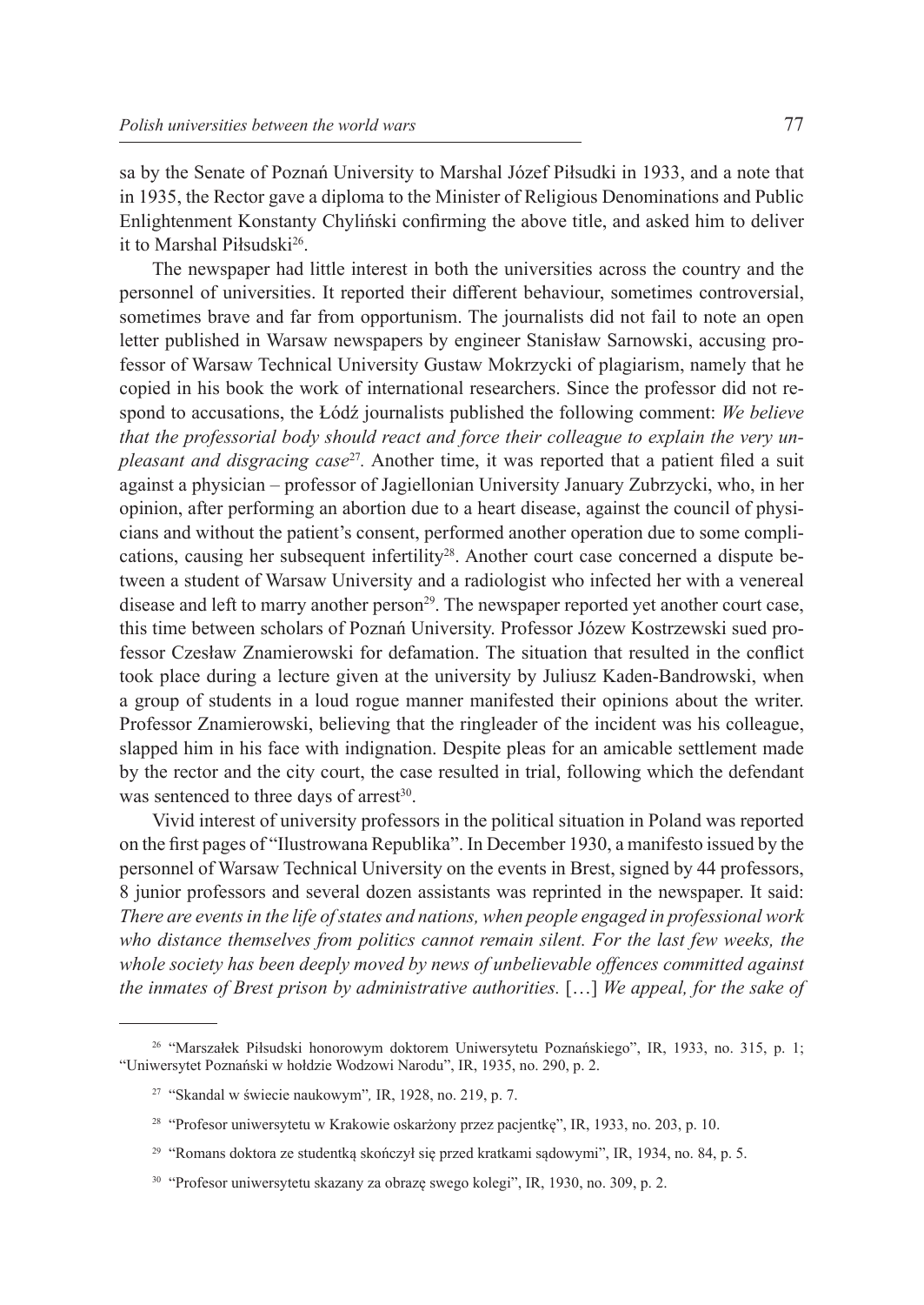sa by the Senate of Poznań University to Marshal Józef Piłsudki in 1933, and a note that in 1935, the Rector gave a diploma to the Minister of Religious Denominations and Public Enlightenment Konstanty Chyliński confirming the above title, and asked him to deliver it to Marshal Piłsudski[26].

The newspaper had little interest in both the universities across the country and the personnel of universities. It reported their different behaviour, sometimes controversial, sometimes brave and far from opportunism. The journalists did not fail to note an open letter published in Warsaw newspapers by engineer Stanisław Sarnowski, accusing professor of Warsaw Technical University Gustaw Mokrzycki of plagiarism, namely that he copied in his book the work of international researchers. Since the professor did not respond to accusations, the Łódź journalists published the following comment: *We believe that the professorial body should react and force their colleague to explain the very unpleasant and disgracing case*[27]. Another time, it was reported that a patient filed a suit against a physician – professor of Jagiellonian University January Zubrzycki, who, in her opinion, after performing an abortion due to a heart disease, against the council of physicians and without the patient's consent, performed another operation due to some complications, causing her subsequent infertility[28]. Another court case concerned a dispute between a student of Warsaw University and a radiologist who infected her with a venereal disease and left to marry another person[29]. The newspaper reported yet another court case, this time between scholars of Poznań University. Professor Józew Kostrzewski sued professor Czesław Znamierowski for defamation. The situation that resulted in the conflict took place during a lecture given at the university by Juliusz Kaden-Bandrowski, when a group of students in a loud rogue manner manifested their opinions about the writer. Professor Znamierowski, believing that the ringleader of the incident was his colleague, slapped him in his face with indignation. Despite pleas for an amicable settlement made by the rector and the city court, the case resulted in trial, following which the defendant was sentenced to three days of arrest[30].

Vivid interest of university professors in the political situation in Poland was reported on the first pages of "Ilustrowana Republika". In December 1930, a manifesto issued by the personnel of Warsaw Technical University on the events in Brest, signed by 44 professors, 8 junior professors and several dozen assistants was reprinted in the newspaper. It said: *There are events in the life of states and nations, when people engaged in professional work who distance themselves from politics cannot remain silent. For the last few weeks, the whole society has been deeply moved by news of unbelievable offences committed against the inmates of Brest prison by administrative authorities.* […] *We appeal, for the sake of*

---

[26] "Marszałek Piłsudski honorowym doktorem Uniwersytetu Poznańskiego", IR, 1933, no. 315, p. 1; "Uniwersytet Poznański w hołdzie Wodzowi Narodu", IR, 1935, no. 290, p. 2.

[27] "Skandal w świecie naukowym", IR, 1928, no. 219, p. 7.

[28] "Profesor uniwersytetu w Krakowie oskarżony przez pacjentkę", IR, 1933, no. 203, p. 10.

[29] "Romans doktora ze studentką skończył się przed kratkami sądowymi", IR, 1934, no. 84, p. 5.

[30] "Profesor uniwersytetu skazany za obrazę swego kolegi", IR, 1930, no. 309, p. 2.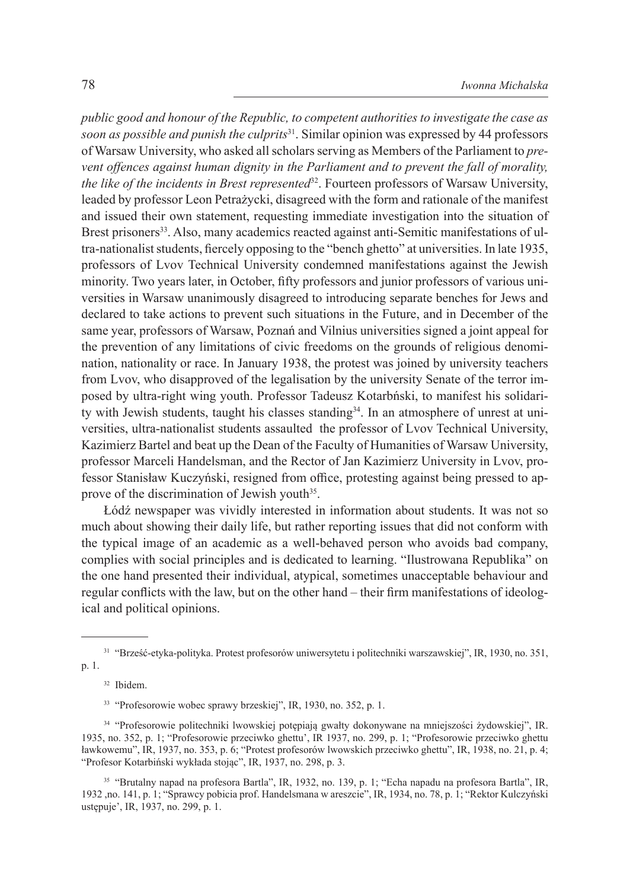*public good and honour of the Republic, to competent authorities to investigate the case as soon as possible and punish the culprits*[31]. Similar opinion was expressed by 44 professors of Warsaw University, who asked all scholars serving as Members of the Parliament to *prevent offences against human dignity in the Parliament and to prevent the fall of morality, the like of the incidents in Brest represented*[32]. Fourteen professors of Warsaw University, leaded by professor Leon Petrażycki, disagreed with the form and rationale of the manifest and issued their own statement, requesting immediate investigation into the situation of Brest prisoners[33]. Also, many academics reacted against anti-Semitic manifestations of ultra-nationalist students, fiercely opposing to the "bench ghetto" at universities. In late 1935, professors of Lvov Technical University condemned manifestations against the Jewish minority. Two years later, in October, fifty professors and junior professors of various universities in Warsaw unanimously disagreed to introducing separate benches for Jews and declared to take actions to prevent such situations in the Future, and in December of the same year, professors of Warsaw, Poznań and Vilnius universities signed a joint appeal for the prevention of any limitations of civic freedoms on the grounds of religious denomination, nationality or race. In January 1938, the protest was joined by university teachers from Lvov, who disapproved of the legalisation by the university Senate of the terror imposed by ultra-right wing youth. Professor Tadeusz Kotarbński, to manifest his solidarity with Jewish students, taught his classes standing[34]. In an atmosphere of unrest at universities, ultra-nationalist students assaulted the professor of Lvov Technical University, Kazimierz Bartel and beat up the Dean of the Faculty of Humanities of Warsaw University, professor Marceli Handelsman, and the Rector of Jan Kazimierz University in Lvov, professor Stanisław Kuczyński, resigned from office, protesting against being pressed to approve of the discrimination of Jewish youth[35].

Łódź newspaper was vividly interested in information about students. It was not so much about showing their daily life, but rather reporting issues that did not conform with the typical image of an academic as a well-behaved person who avoids bad company, complies with social principles and is dedicated to learning. "Ilustrowana Republika" on the one hand presented their individual, atypical, sometimes unacceptable behaviour and regular conflicts with the law, but on the other hand – their firm manifestations of ideological and political opinions.

---

[31] "Brześć-etyka-polityka. Protest profesorów uniwersytetu i politechniki warszawskiej", IR, 1930, no. 351, p. 1.

[32] Ibidem.

[33] "Profesorowie wobec sprawy brzeskiej", IR, 1930, no. 352, p. 1.

[34] "Profesorowie politechniki lwowskiej potępiają gwałty dokonywane na mniejszości żydowskiej", IR. 1935, no. 352, p. 1; "Profesorowie przeciwko ghettu', IR 1937, no. 299, p. 1; "Profesorowie przeciwko ghettu ławkowemu", IR, 1937, no. 353, p. 6; "Protest profesorów lwowskich przeciwko ghettu", IR, 1938, no. 21, p. 4; "Profesor Kotarbiński wykłada stojąc", IR, 1937, no. 298, p. 3.

[35] "Brutalny napad na profesora Bartla", IR, 1932, no. 139, p. 1; "Echa napadu na profesora Bartla", IR, 1932 ,no. 141, p. 1; "Sprawcy pobicia prof. Handelsmana w areszcie", IR, 1934, no. 78, p. 1; "Rektor Kulczyński ustępuje', IR, 1937, no. 299, p. 1.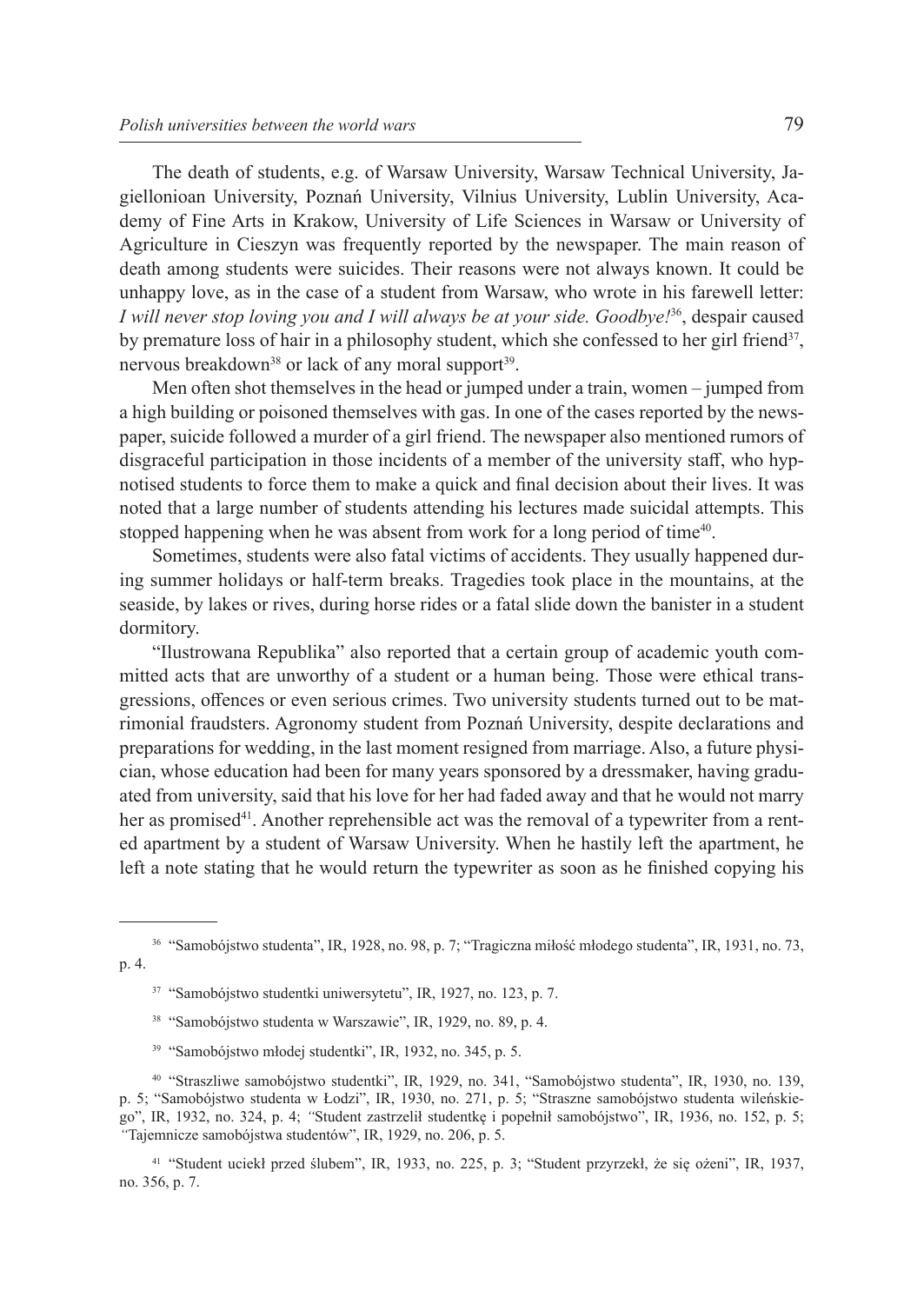The death of students, e.g. of Warsaw University, Warsaw Technical University, Jagiellonioan University, Poznań University, Vilnius University, Lublin University, Academy of Fine Arts in Krakow, University of Life Sciences in Warsaw or University of Agriculture in Cieszyn was frequently reported by the newspaper. The main reason of death among students were suicides. Their reasons were not always known. It could be unhappy love, as in the case of a student from Warsaw, who wrote in his farewell letter: *I will never stop loving you and I will always be at your side. Goodbye!*[36], despair caused by premature loss of hair in a philosophy student, which she confessed to her girl friend[37], nervous breakdown[38] or lack of any moral support[39].

Men often shot themselves in the head or jumped under a train, women – jumped from a high building or poisoned themselves with gas. In one of the cases reported by the newspaper, suicide followed a murder of a girl friend. The newspaper also mentioned rumors of disgraceful participation in those incidents of a member of the university staff, who hypnotised students to force them to make a quick and final decision about their lives. It was noted that a large number of students attending his lectures made suicidal attempts. This stopped happening when he was absent from work for a long period of time[40].

Sometimes, students were also fatal victims of accidents. They usually happened during summer holidays or half-term breaks. Tragedies took place in the mountains, at the seaside, by lakes or rives, during horse rides or a fatal slide down the banister in a student dormitory.

"Ilustrowana Republika" also reported that a certain group of academic youth committed acts that are unworthy of a student or a human being. Those were ethical transgressions, offences or even serious crimes. Two university students turned out to be matrimonial fraudsters. Agronomy student from Poznań University, despite declarations and preparations for wedding, in the last moment resigned from marriage. Also, a future physician, whose education had been for many years sponsored by a dressmaker, having graduated from university, said that his love for her had faded away and that he would not marry her as promised[41]. Another reprehensible act was the removal of a typewriter from a rented apartment by a student of Warsaw University. When he hastily left the apartment, he left a note stating that he would return the typewriter as soon as he finished copying his

---

[36] "Samobójstwo studenta", IR, 1928, no. 98, p. 7; "Tragiczna miłość młodego studenta", IR, 1931, no. 73, p. 4.

[37] "Samobójstwo studentki uniwersytetu", IR, 1927, no. 123, p. 7.

[38] "Samobójstwo studenta w Warszawie", IR, 1929, no. 89, p. 4.

[39] "Samobójstwo młodej studentki", IR, 1932, no. 345, p. 5.

[40] "Straszliwe samobójstwo studentki", IR, 1929, no. 341, "Samobójstwo studenta", IR, 1930, no. 139, p. 5; "Samobójstwo studenta w Łodzi", IR, 1930, no. 271, p. 5; "Straszne samobójstwo studenta wileńskiego", IR, 1932, no. 324, p. 4; "Student zastrzelił studentkę i popełnił samobójstwo", IR, 1936, no. 152, p. 5; "Tajemnicze samobójstwa studentów", IR, 1929, no. 206, p. 5.

[41] "Student uciekł przed ślubem", IR, 1933, no. 225, p. 3; "Student przyrzekł, że się ożeni", IR, 1937, no. 356, p. 7.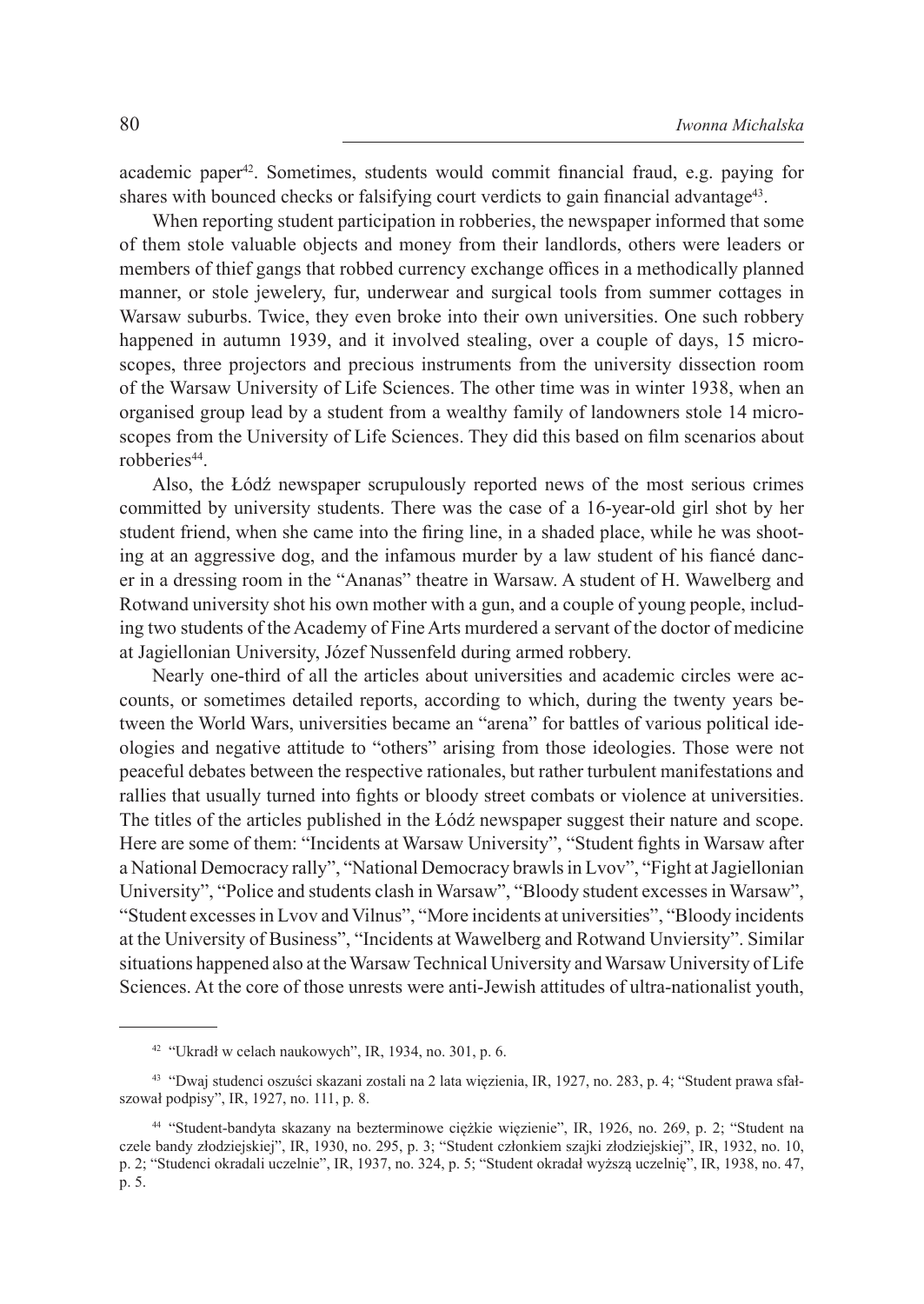academic paper[42]. Sometimes, students would commit financial fraud, e.g. paying for shares with bounced checks or falsifying court verdicts to gain financial advantage[43].

When reporting student participation in robberies, the newspaper informed that some of them stole valuable objects and money from their landlords, others were leaders or members of thief gangs that robbed currency exchange offices in a methodically planned manner, or stole jewelery, fur, underwear and surgical tools from summer cottages in Warsaw suburbs. Twice, they even broke into their own universities. One such robbery happened in autumn 1939, and it involved stealing, over a couple of days, 15 microscopes, three projectors and precious instruments from the university dissection room of the Warsaw University of Life Sciences. The other time was in winter 1938, when an organised group lead by a student from a wealthy family of landowners stole 14 microscopes from the University of Life Sciences. They did this based on film scenarios about robberies[44].

Also, the Łódź newspaper scrupulously reported news of the most serious crimes committed by university students. There was the case of a 16-year-old girl shot by her student friend, when she came into the firing line, in a shaded place, while he was shooting at an aggressive dog, and the infamous murder by a law student of his fiancé dancer in a dressing room in the "Ananas" theatre in Warsaw. A student of H. Wawelberg and Rotwand university shot his own mother with a gun, and a couple of young people, including two students of the Academy of Fine Arts murdered a servant of the doctor of medicine at Jagiellonian University, Józef Nussenfeld during armed robbery.

Nearly one-third of all the articles about universities and academic circles were accounts, or sometimes detailed reports, according to which, during the twenty years between the World Wars, universities became an "arena" for battles of various political ideologies and negative attitude to "others" arising from those ideologies. Those were not peaceful debates between the respective rationales, but rather turbulent manifestations and rallies that usually turned into fights or bloody street combats or violence at universities. The titles of the articles published in the Łódź newspaper suggest their nature and scope. Here are some of them: "Incidents at Warsaw University", "Student fights in Warsaw after a National Democracy rally", "National Democracy brawls in Lvov", "Fight at Jagiellonian University", "Police and students clash in Warsaw", "Bloody student excesses in Warsaw", "Student excesses in Lvov and Vilnus", "More incidents at universities", "Bloody incidents at the University of Business", "Incidents at Wawelberg and Rotwand Unviersity". Similar situations happened also at the Warsaw Technical University and Warsaw University of Life Sciences. At the core of those unrests were anti-Jewish attitudes of ultra-nationalist youth,

---

[42] "Ukradł w celach naukowych", IR, 1934, no. 301, p. 6.

[43] "Dwaj studenci oszuści skazani zostali na 2 lata więzienia, IR, 1927, no. 283, p. 4; "Student prawa sfałszował podpisy", IR, 1927, no. 111, p. 8.

[44] "Student-bandyta skazany na bezterminowe ciężkie więzienie", IR, 1926, no. 269, p. 2; "Student na czele bandy złodziejskiej", IR, 1930, no. 295, p. 3; "Student członkiem szajki złodziejskiej", IR, 1932, no. 10, p. 2; "Studenci okradali uczelnie", IR, 1937, no. 324, p. 5; "Student okradał wyższą uczelnię", IR, 1938, no. 47, p. 5.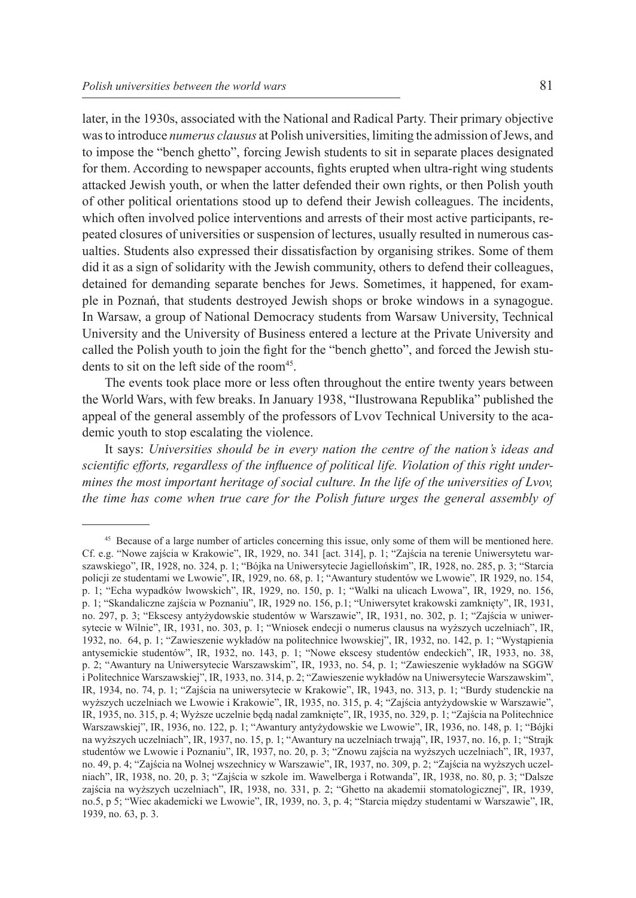later, in the 1930s, associated with the National and Radical Party. Their primary objective was to introduce *numerus clausus* at Polish universities, limiting the admission of Jews, and to impose the "bench ghetto", forcing Jewish students to sit in separate places designated for them. According to newspaper accounts, fights erupted when ultra-right wing students attacked Jewish youth, or when the latter defended their own rights, or then Polish youth of other political orientations stood up to defend their Jewish colleagues. The incidents, which often involved police interventions and arrests of their most active participants, repeated closures of universities or suspension of lectures, usually resulted in numerous casualties. Students also expressed their dissatisfaction by organising strikes. Some of them did it as a sign of solidarity with the Jewish community, others to defend their colleagues, detained for demanding separate benches for Jews. Sometimes, it happened, for example in Poznań, that students destroyed Jewish shops or broke windows in a synagogue. In Warsaw, a group of National Democracy students from Warsaw University, Technical University and the University of Business entered a lecture at the Private University and called the Polish youth to join the fight for the "bench ghetto", and forced the Jewish students to sit on the left side of the room[45].

The events took place more or less often throughout the entire twenty years between the World Wars, with few breaks. In January 1938, "Ilustrowana Republika" published the appeal of the general assembly of the professors of Lvov Technical University to the academic youth to stop escalating the violence.

It says: *Universities should be in every nation the centre of the nation's ideas and scientific efforts, regardless of the influence of political life. Violation of this right undermines the most important heritage of social culture. In the life of the universities of Lvov, the time has come when true care for the Polish future urges the general assembly of*

---

[45] Because of a large number of articles concerning this issue, only some of them will be mentioned here. Cf. e.g. "Nowe zajścia w Krakowie", IR, 1929, no. 341 [act. 314], p. 1; "Zajścia na terenie Uniwersytetu warszawskiego", IR, 1928, no. 324, p. 1; "Bójka na Uniwersytecie Jagiellońskim", IR, 1928, no. 285, p. 3; "Starcia policji ze studentami we Lwowie", IR, 1929, no. 68, p. 1; "Awantury studentów we Lwowie", IR 1929, no. 154, p. 1; "Echa wypadków lwowskich", IR, 1929, no. 150, p. 1; "Walki na ulicach Lwowa", IR, 1929, no. 156, p. 1; "Skandaliczne zajścia w Poznaniu", IR, 1929 no. 156, p.1; "Uniwersytet krakowski zamknięty", IR, 1931, no. 297, p. 3; "Ekscesy antyżydowskie studentów w Warszawie", IR, 1931, no. 302, p. 1; "Zajścia w uniwersytecie w Wilnie", IR, 1931, no. 303, p. 1; "Wniosek endecji o numerus clausus na wyższych uczelniach", IR, 1932, no. 64, p. 1; "Zawieszenie wykładów na politechnice lwowskiej", IR, 1932, no. 142, p. 1; "Wystąpienia antysemickie studentów", IR, 1932, no. 143, p. 1; "Nowe ekscesy studentów endeckich", IR, 1933, no. 38, p. 2; "Awantury na Uniwersytecie Warszawskim", IR, 1933, no. 54, p. 1; "Zawieszenie wykładów na SGGW i Politechnice Warszawskiej", IR, 1933, no. 314, p. 2; "Zawieszenie wykładów na Uniwersytecie Warszawskim", IR, 1934, no. 74, p. 1; "Zajścia na uniwersytecie w Krakowie", IR, 1943, no. 313, p. 1; "Burdy studenckie na wyższych uczelniach we Lwowie i Krakowie", IR, 1935, no. 315, p. 4; "Zajścia antyżydowskie w Warszawie", IR, 1935, no. 315, p. 4; Wyższe uczelnie będą nadal zamknięte", IR, 1935, no. 329, p. 1; "Zajścia na Politechnice Warszawskiej", IR, 1936, no. 122, p. 1; "Awantury antyżydowskie we Lwowie", IR, 1936, no. 148, p. 1; "Bójki na wyższych uczelniach", IR, 1937, no. 15, p. 1; "Awantury na uczelniach trwają", IR, 1937, no. 16, p. 1; "Strajk studentów we Lwowie i Poznaniu", IR, 1937, no. 20, p. 3; "Znowu zajścia na wyższych uczelniach", IR, 1937, no. 49, p. 4; "Zajścia na Wolnej wszechnicy w Warszawie", IR, 1937, no. 309, p. 2; "Zajścia na wyższych uczelniach", IR, 1938, no. 20, p. 3; "Zajścia w szkole im. Wawelberga i Rotwanda", IR, 1938, no. 80, p. 3; "Dalsze zajścia na wyższych uczelniach", IR, 1938, no. 331, p. 2; "Ghetto na akademii stomatologicznej", IR, 1939, no.5, p 5; "Wiec akademicki we Lwowie", IR, 1939, no. 3, p. 4; "Starcia między studentami w Warszawie", IR, 1939, no. 63, p. 3.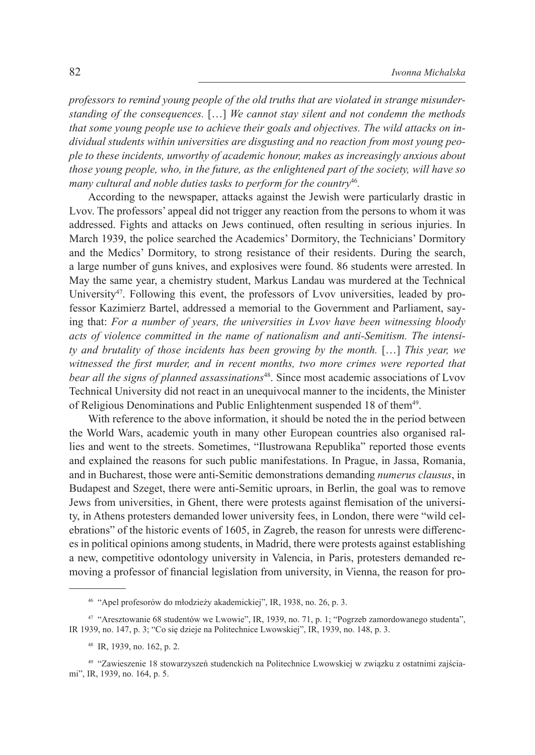*professors to remind young people of the old truths that are violated in strange misunderstanding of the consequences.* […] *We cannot stay silent and not condemn the methods that some young people use to achieve their goals and objectives. The wild attacks on individual students within universities are disgusting and no reaction from most young people to these incidents, unworthy of academic honour, makes as increasingly anxious about those young people, who, in the future, as the enlightened part of the society, will have so many cultural and noble duties tasks to perform for the country*[46].

According to the newspaper, attacks against the Jewish were particularly drastic in Lvov. The professors' appeal did not trigger any reaction from the persons to whom it was addressed. Fights and attacks on Jews continued, often resulting in serious injuries. In March 1939, the police searched the Academics' Dormitory, the Technicians' Dormitory and the Medics' Dormitory, to strong resistance of their residents. During the search, a large number of guns knives, and explosives were found. 86 students were arrested. In May the same year, a chemistry student, Markus Landau was murdered at the Technical University[47]. Following this event, the professors of Lvov universities, leaded by professor Kazimierz Bartel, addressed a memorial to the Government and Parliament, saying that: *For a number of years, the universities in Lvov have been witnessing bloody acts of violence committed in the name of nationalism and anti-Semitism. The intensity and brutality of those incidents has been growing by the month.* […] *This year, we witnessed the first murder, and in recent months, two more crimes were reported that bear all the signs of planned assassinations*[48]. Since most academic associations of Lvov Technical University did not react in an unequivocal manner to the incidents, the Minister of Religious Denominations and Public Enlightenment suspended 18 of them[49].

With reference to the above information, it should be noted the in the period between the World Wars, academic youth in many other European countries also organised rallies and went to the streets. Sometimes, "Ilustrowana Republika" reported those events and explained the reasons for such public manifestations. In Prague, in Jassa, Romania, and in Bucharest, those were anti-Semitic demonstrations demanding *numerus clausus*, in Budapest and Szeget, there were anti-Semitic uproars, in Berlin, the goal was to remove Jews from universities, in Ghent, there were protests against flemisation of the university, in Athens protesters demanded lower university fees, in London, there were "wild celebrations" of the historic events of 1605, in Zagreb, the reason for unrests were differences in political opinions among students, in Madrid, there were protests against establishing a new, competitive odontology university in Valencia, in Paris, protesters demanded removing a professor of financial legislation from university, in Vienna, the reason for pro-

---

[46] "Apel profesorów do młodzieży akademickiej", IR, 1938, no. 26, p. 3.

[47] "Aresztowanie 68 studentów we Lwowie", IR, 1939, no. 71, p. 1; "Pogrzeb zamordowanego studenta", IR 1939, no. 147, p. 3; "Co się dzieje na Politechnice Lwowskiej", IR, 1939, no. 148, p. 3.

[48] IR, 1939, no. 162, p. 2.

[49] "Zawieszenie 18 stowarzyszeń studenckich na Politechnice Lwowskiej w związku z ostatnimi zajściami", IR, 1939, no. 164, p. 5.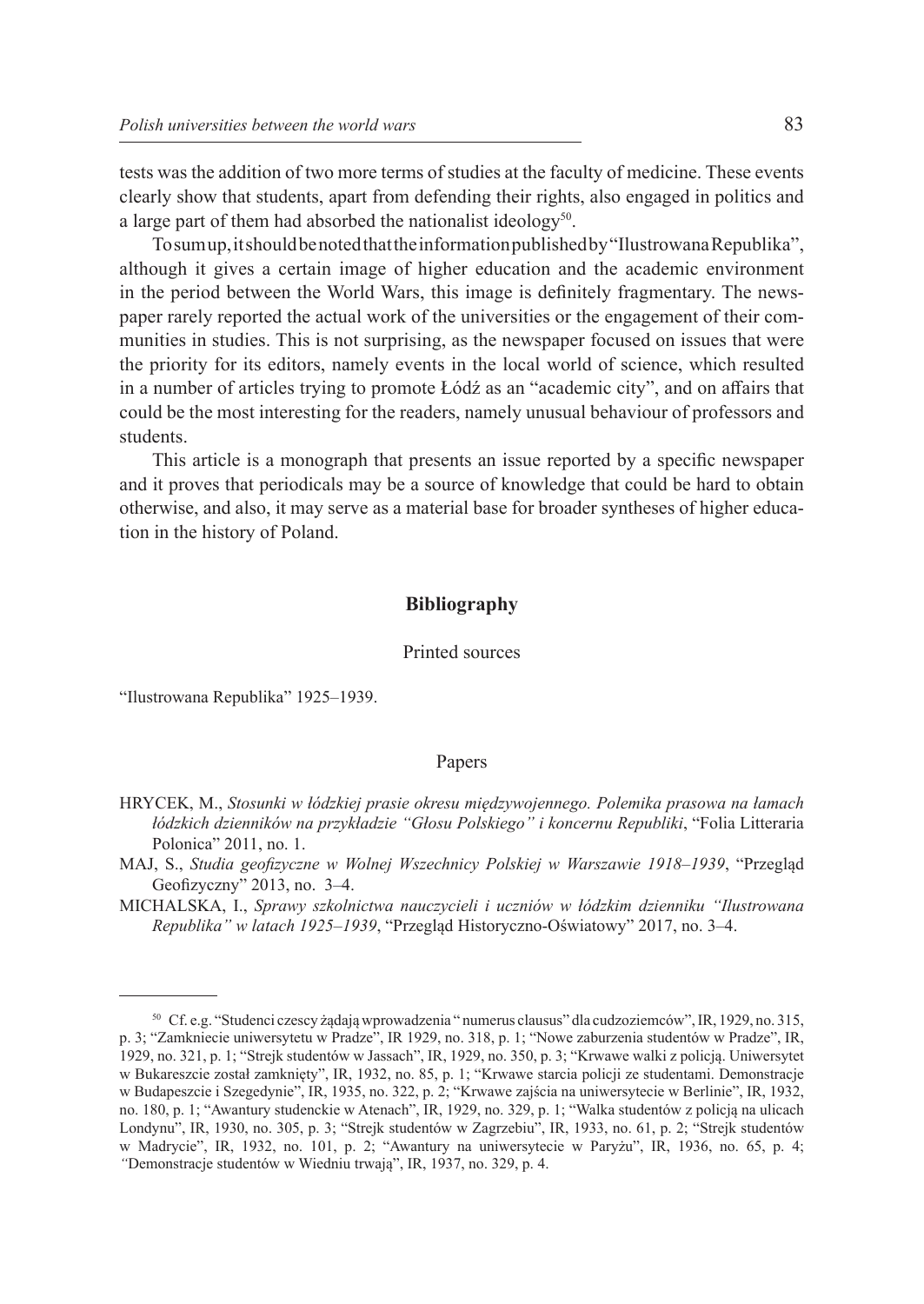tests was the addition of two more terms of studies at the faculty of medicine. These events clearly show that students, apart from defending their rights, also engaged in politics and a large part of them had absorbed the nationalist ideology[50].

To sum up, it should be noted that the information published by "Ilustrowana Republika", although it gives a certain image of higher education and the academic environment in the period between the World Wars, this image is definitely fragmentary. The newspaper rarely reported the actual work of the universities or the engagement of their communities in studies. This is not surprising, as the newspaper focused on issues that were the priority for its editors, namely events in the local world of science, which resulted in a number of articles trying to promote Łódź as an "academic city", and on affairs that could be the most interesting for the readers, namely unusual behaviour of professors and students.

This article is a monograph that presents an issue reported by a specific newspaper and it proves that periodicals may be a source of knowledge that could be hard to obtain otherwise, and also, it may serve as a material base for broader syntheses of higher education in the history of Poland.

## Bibliography

### Printed sources

"Ilustrowana Republika" 1925–1939.

### Papers

HRYCEK, M., *Stosunki w łódzkiej prasie okresu międzywojennego. Polemika prasowa na łamach łódzkich dzienników na przykładzie "Głosu Polskiego" i koncernu Republiki*, "Folia Litteraria Polonica" 2011, no. 1.

MAJ, S., *Studia geofizyczne w Wolnej Wszechnicy Polskiej w Warszawie 1918–1939*, "Przegląd Geofizyczny" 2013, no. 3–4.

MICHALSKA, I., *Sprawy szkolnictwa nauczycieli i uczniów w łódzkim dzienniku "Ilustrowana Republika" w latach 1925–1939*, "Przegląd Historyczno-Oświatowy" 2017, no. 3–4.

---

[50] Cf. e.g. "Studenci czescy żądają wprowadzenia " numerus clausus" dla cudzoziemców", IR, 1929, no. 315, p. 3; "Zamkniecie uniwersytetu w Pradze", IR 1929, no. 318, p. 1; "Nowe zaburzenia studentów w Pradze", IR, 1929, no. 321, p. 1; "Strejk studentów w Jassach", IR, 1929, no. 350, p. 3; "Krwawe walki z policją. Uniwersytet w Bukareszcie został zamknięty", IR, 1932, no. 85, p. 1; "Krwawe starcia policji ze studentami. Demonstracje w Budapeszcie i Szegedynie", IR, 1935, no. 322, p. 2; "Krwawe zajścia na uniwersytecie w Berlinie", IR, 1932, no. 180, p. 1; "Awantury studenckie w Atenach", IR, 1929, no. 329, p. 1; "Walka studentów z policją na ulicach Londynu", IR, 1930, no. 305, p. 3; "Strejk studentów w Zagrzebiu", IR, 1933, no. 61, p. 2; "Strejk studentów w Madrycie", IR, 1932, no. 101, p. 2; "Awantury na uniwersytecie w Paryżu", IR, 1936, no. 65, p. 4; "Demonstracje studentów w Wiedniu trwają", IR, 1937, no. 329, p. 4.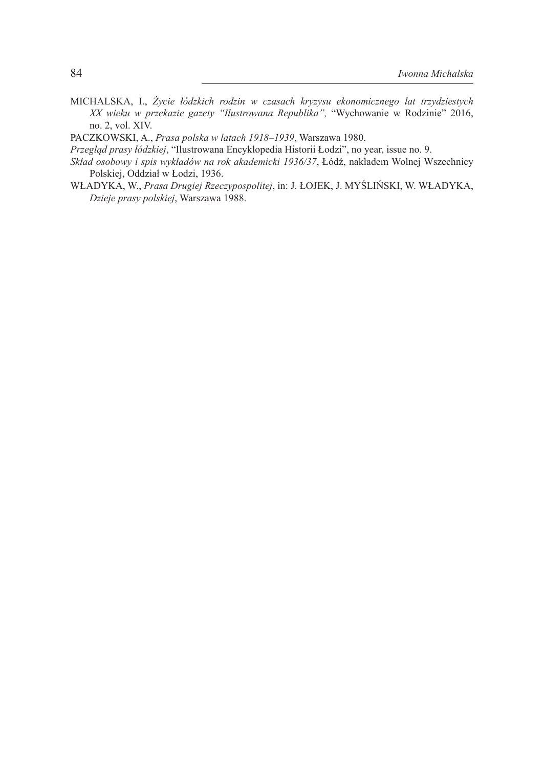MICHALSKA, I., *Życie łódzkich rodzin w czasach kryzysu ekonomicznego lat trzydziestych XX wieku w przekazie gazety "Ilustrowana Republika",* "Wychowanie w Rodzinie" 2016, no. 2, vol. XIV.

PACZKOWSKI, A., *Prasa polska w latach 1918–1939*, Warszawa 1980.

*Przegląd prasy łódzkiej*, "Ilustrowana Encyklopedia Historii Łodzi", no year, issue no. 9.

*Skład osobowy i spis wykładów na rok akademicki 1936/37*, Łódź, nakładem Wolnej Wszechnicy Polskiej, Oddział w Łodzi, 1936.

WŁADYKA, W., *Prasa Drugiej Rzeczypospolitej*, in: J. ŁOJEK, J. MYŚLIŃSKI, W. WŁADYKA, *Dzieje prasy polskiej*, Warszawa 1988.